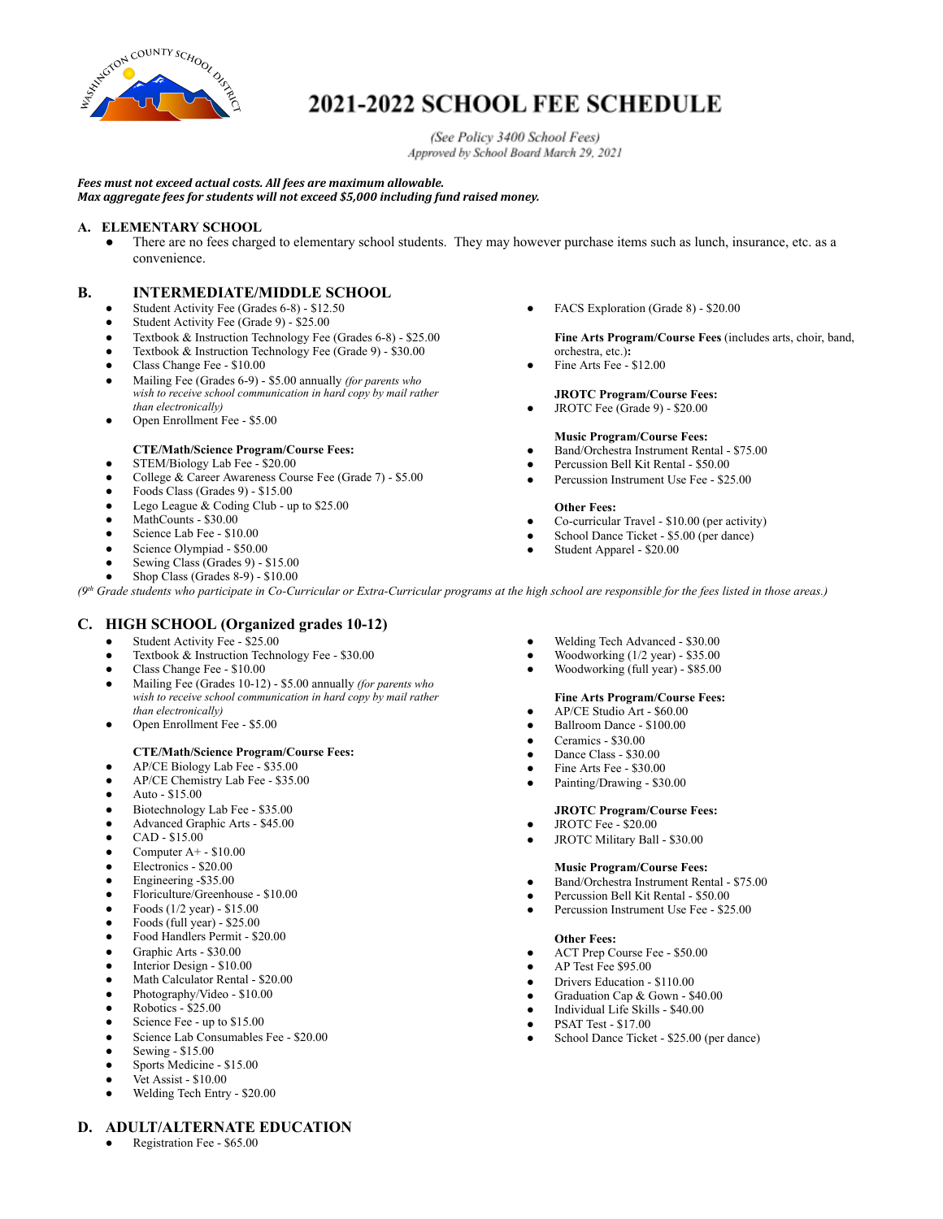# 2021-2022 SCHOOL FEE SCHEDULE

*(See Policy 3400 School Fees)*
*Approved by School Board March 29, 2021*

***Fees must not exceed actual costs. All fees are maximum allowable.***
***Max aggregate fees for students will not exceed $5,000 including fund raised money.***

## A. ELEMENTARY SCHOOL

- There are no fees charged to elementary school students. They may however purchase items such as lunch, insurance, etc. as a convenience.

## B. INTERMEDIATE/MIDDLE SCHOOL

- Student Activity Fee (Grades 6-8) - $12.50
- Student Activity Fee (Grade 9) - $25.00
- Textbook & Instruction Technology Fee (Grades 6-8) - $25.00
- Textbook & Instruction Technology Fee (Grade 9) - $30.00
- Class Change Fee - $10.00
- Mailing Fee (Grades 6-9) - $5.00 annually *(for parents who wish to receive school communication in hard copy by mail rather than electronically)*
- Open Enrollment Fee - $5.00

**CTE/Math/Science Program/Course Fees:**

- STEM/Biology Lab Fee - $20.00
- College & Career Awareness Course Fee (Grade 7) - $5.00
- Foods Class (Grades 9) - $15.00
- Lego League & Coding Club - up to $25.00
- MathCounts - $30.00
- Science Lab Fee - $10.00
- Science Olympiad - $50.00
- Sewing Class (Grades 9) - $15.00
- Shop Class (Grades 8-9) - $10.00
- FACS Exploration (Grade 8) - $20.00

**Fine Arts Program/Course Fees** (includes arts, choir, band, orchestra, etc.)**:**

- Fine Arts Fee - $12.00

**JROTC Program/Course Fees:**

- JROTC Fee (Grade 9) - $20.00

**Music Program/Course Fees:**

- Band/Orchestra Instrument Rental - $75.00
- Percussion Bell Kit Rental - $50.00
- Percussion Instrument Use Fee - $25.00

**Other Fees:**

- Co-curricular Travel - $10.00 (per activity)
- School Dance Ticket - $5.00 (per dance)
- Student Apparel - $20.00

*(9th Grade students who participate in Co-Curricular or Extra-Curricular programs at the high school are responsible for the fees listed in those areas.)*

## C. HIGH SCHOOL (Organized grades 10-12)

- Student Activity Fee - $25.00
- Textbook & Instruction Technology Fee - $30.00
- Class Change Fee - $10.00
- Mailing Fee (Grades 10-12) - $5.00 annually *(for parents who wish to receive school communication in hard copy by mail rather than electronically)*
- Open Enrollment Fee - $5.00

**CTE/Math/Science Program/Course Fees:**

- AP/CE Biology Lab Fee - $35.00
- AP/CE Chemistry Lab Fee - $35.00
- Auto - $15.00
- Biotechnology Lab Fee - $35.00
- Advanced Graphic Arts - $45.00
- CAD - $15.00
- Computer A+ - $10.00
- Electronics - $20.00
- Engineering -$35.00
- Floriculture/Greenhouse - $10.00
- Foods (1/2 year) - $15.00
- Foods (full year) - $25.00
- Food Handlers Permit - $20.00
- Graphic Arts - $30.00
- Interior Design - $10.00
- Math Calculator Rental - $20.00
- Photography/Video - $10.00
- Robotics - $25.00
- Science Fee - up to $15.00
- Science Lab Consumables Fee - $20.00
- Sewing - $15.00
- Sports Medicine - $15.00
- Vet Assist - $10.00
- Welding Tech Entry - $20.00
- Welding Tech Advanced - $30.00
- Woodworking (1/2 year) - $35.00
- Woodworking (full year) - $85.00

**Fine Arts Program/Course Fees:**

- AP/CE Studio Art - $60.00
- Ballroom Dance - $100.00
- Ceramics - $30.00
- Dance Class - $30.00
- Fine Arts Fee - $30.00
- Painting/Drawing - $30.00

**JROTC Program/Course Fees:**

- JROTC Fee - $20.00
- JROTC Military Ball - $30.00

**Music Program/Course Fees:**

- Band/Orchestra Instrument Rental - $75.00
- Percussion Bell Kit Rental - $50.00
- Percussion Instrument Use Fee - $25.00

**Other Fees:**

- ACT Prep Course Fee - $50.00
- AP Test Fee $95.00
- Drivers Education - $110.00
- Graduation Cap & Gown - $40.00
- Individual Life Skills - $40.00
- PSAT Test - $17.00
- School Dance Ticket - $25.00 (per dance)

## D. ADULT/ALTERNATE EDUCATION

- Registration Fee - $65.00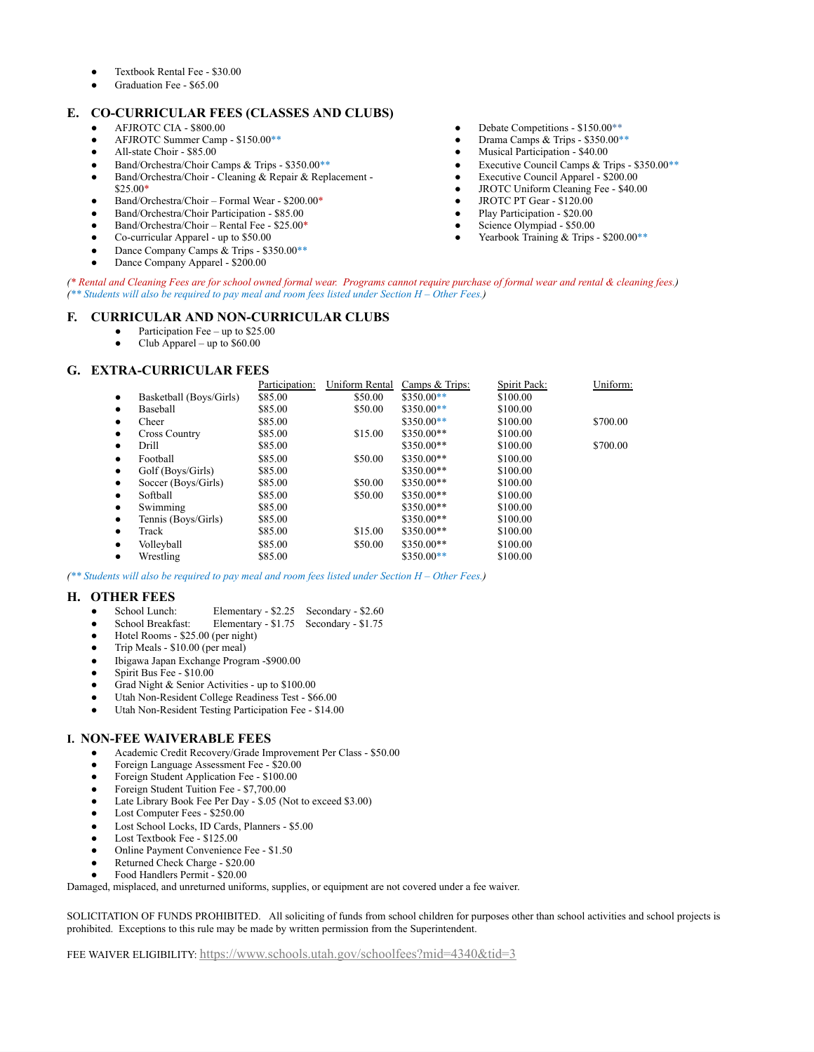- Textbook Rental Fee - $30.00
- Graduation Fee - $65.00

## E. CO-CURRICULAR FEES (CLASSES AND CLUBS)

- AFJROTC CIA - $800.00
- AFJROTC Summer Camp - $150.00**
- All-state Choir - $85.00
- Band/Orchestra/Choir Camps & Trips - $350.00**
- Band/Orchestra/Choir - Cleaning & Repair & Replacement - $25.00*
- Band/Orchestra/Choir – Formal Wear - $200.00*
- Band/Orchestra/Choir Participation - $85.00
- Band/Orchestra/Choir – Rental Fee - $25.00*
- Co-curricular Apparel - up to $50.00
- Dance Company Camps & Trips - $350.00**
- Dance Company Apparel - $200.00
- Debate Competitions - $150.00**
- Drama Camps & Trips - $350.00**
- Musical Participation - $40.00
- Executive Council Camps & Trips - $350.00**
- Executive Council Apparel - $200.00
- JROTC Uniform Cleaning Fee - $40.00
- JROTC PT Gear - $120.00
- Play Participation - $20.00
- Science Olympiad - $50.00
- Yearbook Training & Trips - $200.00**

*(* Rental and Cleaning Fees are for school owned formal wear. Programs cannot require purchase of formal wear and rental & cleaning fees.)*
*(** Students will also be required to pay meal and room fees listed under Section H – Other Fees.)*

## F. CURRICULAR AND NON-CURRICULAR CLUBS

- Participation Fee – up to $25.00
- Club Apparel – up to $60.00

## G. EXTRA-CURRICULAR FEES

| | Participation: | Uniform Rental | Camps & Trips: | Spirit Pack: | Uniform: |
|---|---|---|---|---|---|
| Basketball (Boys/Girls) | $85.00 | $50.00 | $350.00** | $100.00 | |
| Baseball | $85.00 | $50.00 | $350.00** | $100.00 | |
| Cheer | $85.00 | | $350.00** | $100.00 | $700.00 |
| Cross Country | $85.00 | $15.00 | $350.00** | $100.00 | |
| Drill | $85.00 | | $350.00** | $100.00 | $700.00 |
| Football | $85.00 | $50.00 | $350.00** | $100.00 | |
| Golf (Boys/Girls) | $85.00 | | $350.00** | $100.00 | |
| Soccer (Boys/Girls) | $85.00 | $50.00 | $350.00** | $100.00 | |
| Softball | $85.00 | $50.00 | $350.00** | $100.00 | |
| Swimming | $85.00 | | $350.00** | $100.00 | |
| Tennis (Boys/Girls) | $85.00 | | $350.00** | $100.00 | |
| Track | $85.00 | $15.00 | $350.00** | $100.00 | |
| Volleyball | $85.00 | $50.00 | $350.00** | $100.00 | |
| Wrestling | $85.00 | | $350.00** | $100.00 | |

*(** Students will also be required to pay meal and room fees listed under Section H – Other Fees.)*

## H. OTHER FEES

- School Lunch: Elementary - $2.25 Secondary - $2.60
- School Breakfast: Elementary - $1.75 Secondary - $1.75
- Hotel Rooms - $25.00 (per night)
- Trip Meals - $10.00 (per meal)
- Ibigawa Japan Exchange Program -$900.00
- Spirit Bus Fee - $10.00
- Grad Night & Senior Activities - up to $100.00
- Utah Non-Resident College Readiness Test - $66.00
- Utah Non-Resident Testing Participation Fee - $14.00

## I. NON-FEE WAIVERABLE FEES

- Academic Credit Recovery/Grade Improvement Per Class - $50.00
- Foreign Language Assessment Fee - $20.00
- Foreign Student Application Fee - $100.00
- Foreign Student Tuition Fee - $7,700.00
- Late Library Book Fee Per Day - $.05 (Not to exceed $3.00)
- Lost Computer Fees - $250.00
- Lost School Locks, ID Cards, Planners - $5.00
- Lost Textbook Fee - $125.00
- Online Payment Convenience Fee - $1.50
- Returned Check Charge - $20.00
- Food Handlers Permit - $20.00

Damaged, misplaced, and unreturned uniforms, supplies, or equipment are not covered under a fee waiver.

SOLICITATION OF FUNDS PROHIBITED. All soliciting of funds from school children for purposes other than school activities and school projects is prohibited. Exceptions to this rule may be made by written permission from the Superintendent.

FEE WAIVER ELIGIBILITY: https://www.schools.utah.gov/schoolfees?mid=4340&tid=3